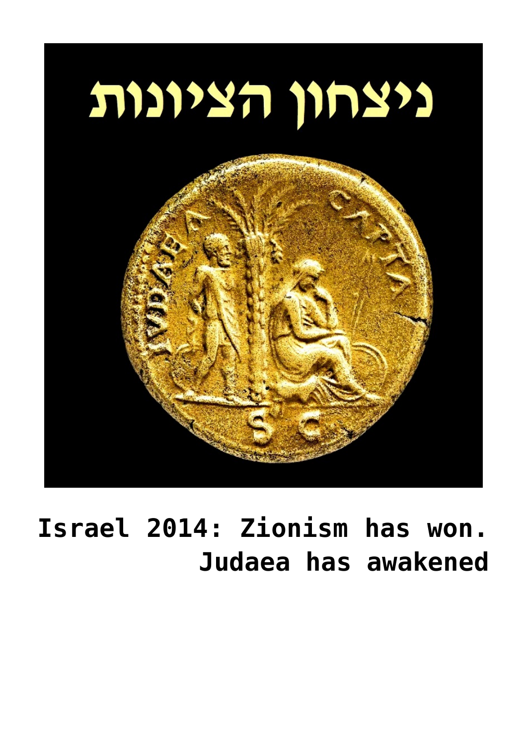ניצחון הציונות

IVDAEA CAPTA

S C

**Israel 2014: Zionism has won. Judaea has awakened**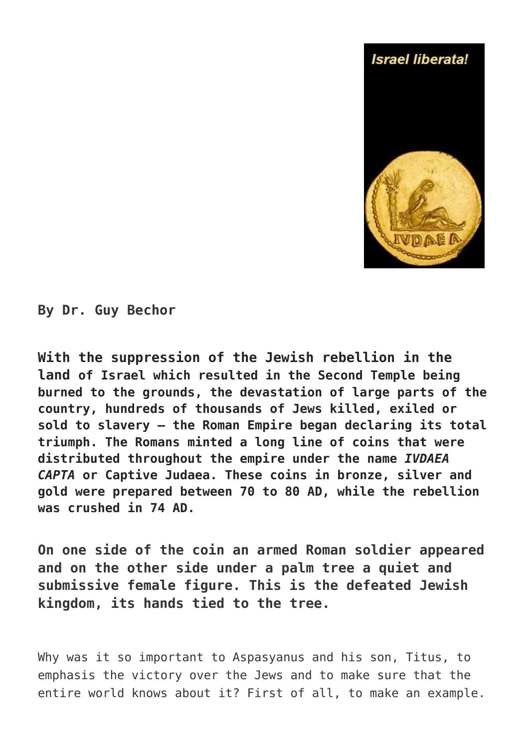**By Dr. Guy Bechor**

**With the suppression of the Jewish rebellion in the land of Israel which resulted in the Second Temple being burned to the grounds, the devastation of large parts of the country, hundreds of thousands of Jews killed, exiled or sold to slavery – the Roman Empire began declaring its total triumph. The Romans minted a long line of coins that were distributed throughout the empire under the name *IVDAEA CAPTA* or Captive Judaea. These coins in bronze, silver and gold were prepared between 70 to 80 AD, while the rebellion was crushed in 74 AD.**

**On one side of the coin an armed Roman soldier appeared and on the other side under a palm tree a quiet and submissive female figure. This is the defeated Jewish kingdom, its hands tied to the tree.**

Why was it so important to Aspasyanus and his son, Titus, to emphasis the victory over the Jews and to make sure that the entire world knows about it? First of all, to make an example.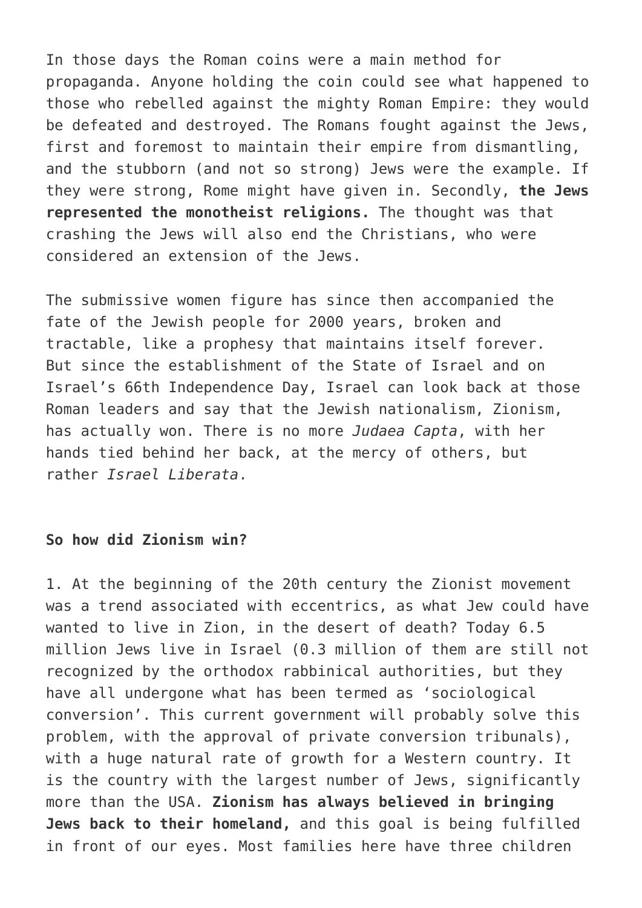In those days the Roman coins were a main method for propaganda. Anyone holding the coin could see what happened to those who rebelled against the mighty Roman Empire: they would be defeated and destroyed. The Romans fought against the Jews, first and foremost to maintain their empire from dismantling, and the stubborn (and not so strong) Jews were the example. If they were strong, Rome might have given in. Secondly, **the Jews represented the monotheist religions.** The thought was that crashing the Jews will also end the Christians, who were considered an extension of the Jews.

The submissive women figure has since then accompanied the fate of the Jewish people for 2000 years, broken and tractable, like a prophesy that maintains itself forever. But since the establishment of the State of Israel and on Israel's 66th Independence Day, Israel can look back at those Roman leaders and say that the Jewish nationalism, Zionism, has actually won. There is no more *Judaea Capta*, with her hands tied behind her back, at the mercy of others, but rather *Israel Liberata*.

**So how did Zionism win?**

1. At the beginning of the 20th century the Zionist movement was a trend associated with eccentrics, as what Jew could have wanted to live in Zion, in the desert of death? Today 6.5 million Jews live in Israel (0.3 million of them are still not recognized by the orthodox rabbinical authorities, but they have all undergone what has been termed as 'sociological conversion'. This current government will probably solve this problem, with the approval of private conversion tribunals), with a huge natural rate of growth for a Western country. It is the country with the largest number of Jews, significantly more than the USA. **Zionism has always believed in bringing Jews back to their homeland,** and this goal is being fulfilled in front of our eyes. Most families here have three children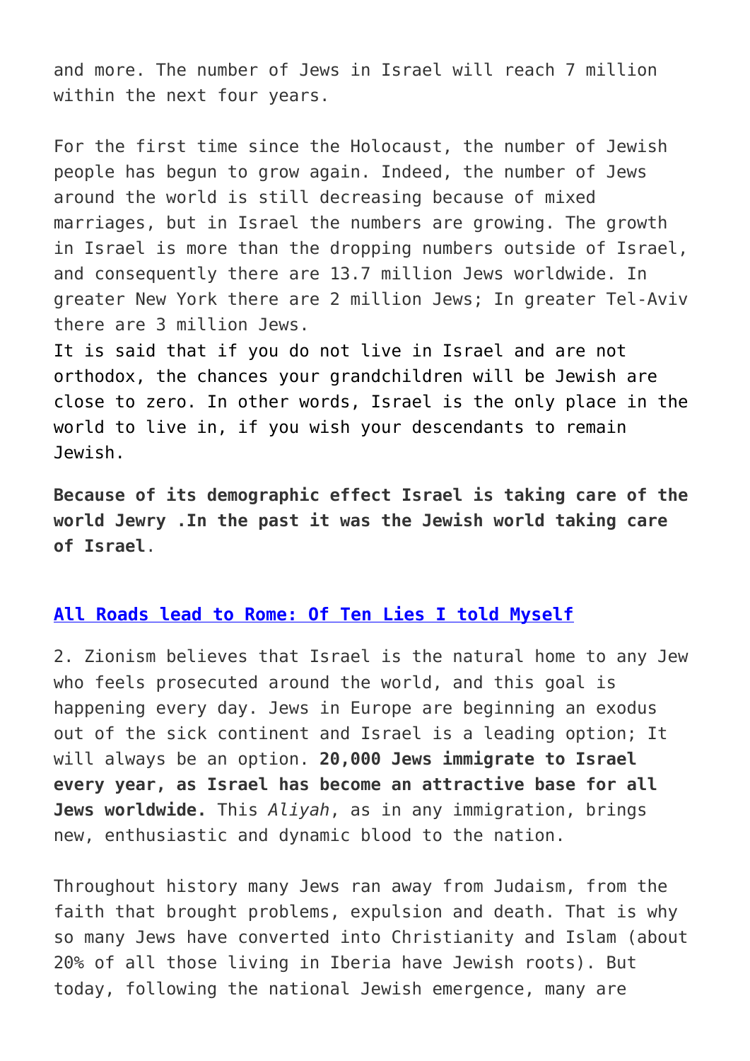and more. The number of Jews in Israel will reach 7 million within the next four years.

For the first time since the Holocaust, the number of Jewish people has begun to grow again. Indeed, the number of Jews around the world is still decreasing because of mixed marriages, but in Israel the numbers are growing. The growth in Israel is more than the dropping numbers outside of Israel, and consequently there are 13.7 million Jews worldwide. In greater New York there are 2 million Jews; In greater Tel-Aviv there are 3 million Jews.
It is said that if you do not live in Israel and are not orthodox, the chances your grandchildren will be Jewish are close to zero. In other words, Israel is the only place in the world to live in, if you wish your descendants to remain Jewish.

**Because of its demographic effect Israel is taking care of the world Jewry .In the past it was the Jewish world taking care of Israel**.

[All Roads lead to Rome: Of Ten Lies I told Myself]

2. Zionism believes that Israel is the natural home to any Jew who feels prosecuted around the world, and this goal is happening every day. Jews in Europe are beginning an exodus out of the sick continent and Israel is a leading option; It will always be an option. **20,000 Jews immigrate to Israel every year, as Israel has become an attractive base for all Jews worldwide.** This *Aliyah*, as in any immigration, brings new, enthusiastic and dynamic blood to the nation.

Throughout history many Jews ran away from Judaism, from the faith that brought problems, expulsion and death. That is why so many Jews have converted into Christianity and Islam (about 20% of all those living in Iberia have Jewish roots). But today, following the national Jewish emergence, many are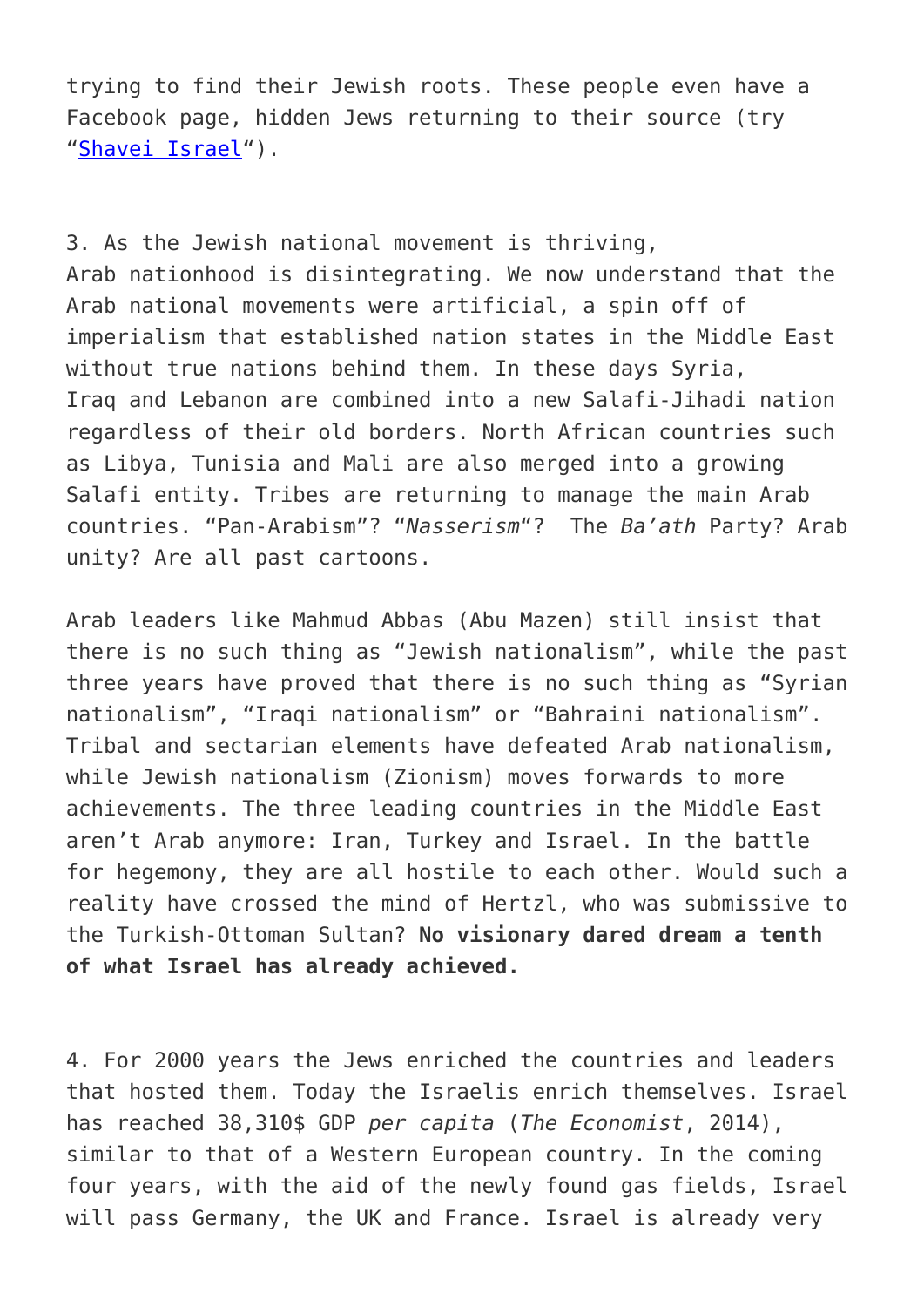trying to find their Jewish roots. These people even have a Facebook page, hidden Jews returning to their source (try "Shavei Israel").

3. As the Jewish national movement is thriving, Arab nationhood is disintegrating. We now understand that the Arab national movements were artificial, a spin off of imperialism that established nation states in the Middle East without true nations behind them. In these days Syria, Iraq and Lebanon are combined into a new Salafi-Jihadi nation regardless of their old borders. North African countries such as Libya, Tunisia and Mali are also merged into a growing Salafi entity. Tribes are returning to manage the main Arab countries. "Pan-Arabism"? "*Nasserism*"? The *Ba'ath* Party? Arab unity? Are all past cartoons.

Arab leaders like Mahmud Abbas (Abu Mazen) still insist that there is no such thing as "Jewish nationalism", while the past three years have proved that there is no such thing as "Syrian nationalism", "Iraqi nationalism" or "Bahraini nationalism". Tribal and sectarian elements have defeated Arab nationalism, while Jewish nationalism (Zionism) moves forwards to more achievements. The three leading countries in the Middle East aren't Arab anymore: Iran, Turkey and Israel. In the battle for hegemony, they are all hostile to each other. Would such a reality have crossed the mind of Hertzl, who was submissive to the Turkish-Ottoman Sultan? **No visionary dared dream a tenth of what Israel has already achieved.**

4. For 2000 years the Jews enriched the countries and leaders that hosted them. Today the Israelis enrich themselves. Israel has reached 38,310$ GDP *per capita* (*The Economist*, 2014), similar to that of a Western European country. In the coming four years, with the aid of the newly found gas fields, Israel will pass Germany, the UK and France. Israel is already very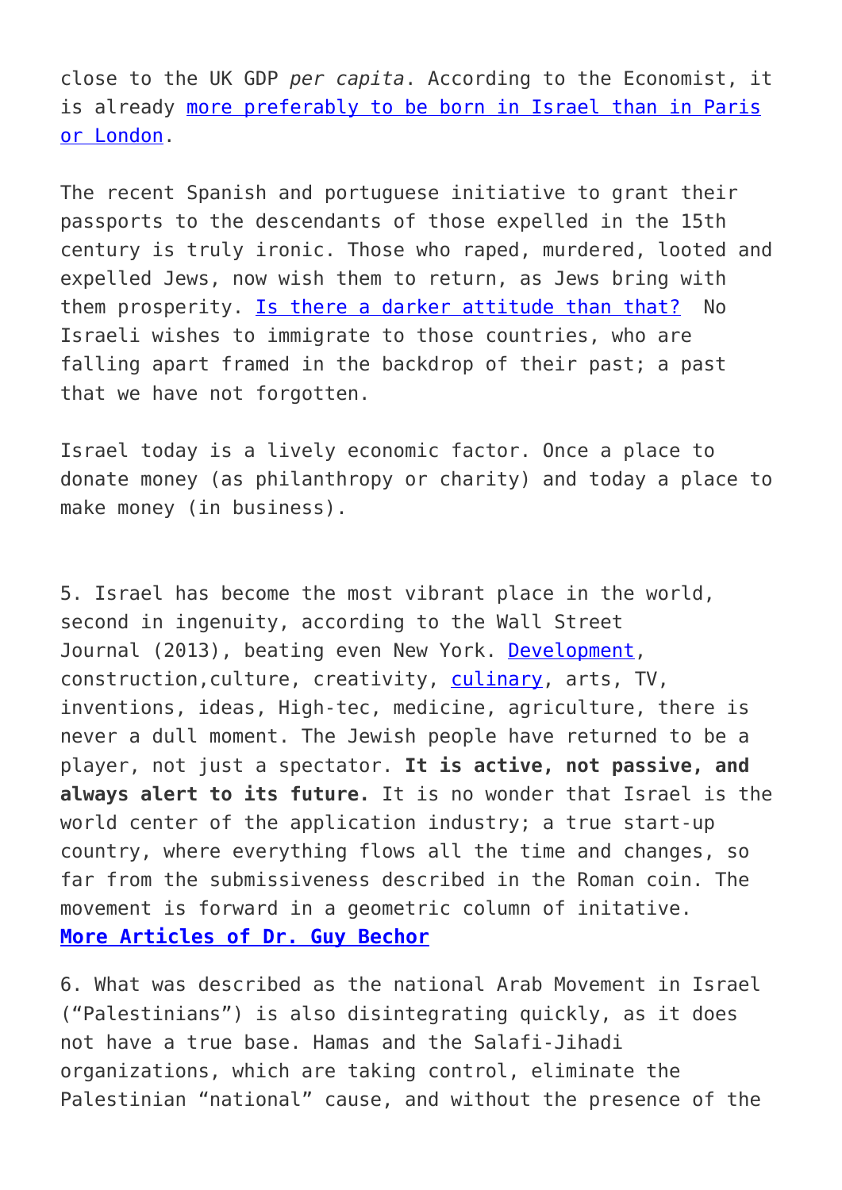close to the UK GDP *per capita*. According to the Economist, it is already [more preferably to be born in Israel than in Paris or London]().

The recent Spanish and portuguese initiative to grant their passports to the descendants of those expelled in the 15th century is truly ironic. Those who raped, murdered, looted and expelled Jews, now wish them to return, as Jews bring with them prosperity. [Is there a darker attitude than that?]() No Israeli wishes to immigrate to those countries, who are falling apart framed in the backdrop of their past; a past that we have not forgotten.

Israel today is a lively economic factor. Once a place to donate money (as philanthropy or charity) and today a place to make money (in business).

5. Israel has become the most vibrant place in the world, second in ingenuity, according to the Wall Street Journal (2013), beating even New York. [Development](), construction,culture, creativity, [culinary](), arts, TV, inventions, ideas, High-tec, medicine, agriculture, there is never a dull moment. The Jewish people have returned to be a player, not just a spectator. **It is active, not passive, and always alert to its future.** It is no wonder that Israel is the world center of the application industry; a true start-up country, where everything flows all the time and changes, so far from the submissiveness described in the Roman coin. The movement is forward in a geometric column of initative.
**[More Articles of Dr. Guy Bechor]()**

6. What was described as the national Arab Movement in Israel ("Palestinians") is also disintegrating quickly, as it does not have a true base. Hamas and the Salafi-Jihadi organizations, which are taking control, eliminate the Palestinian "national" cause, and without the presence of the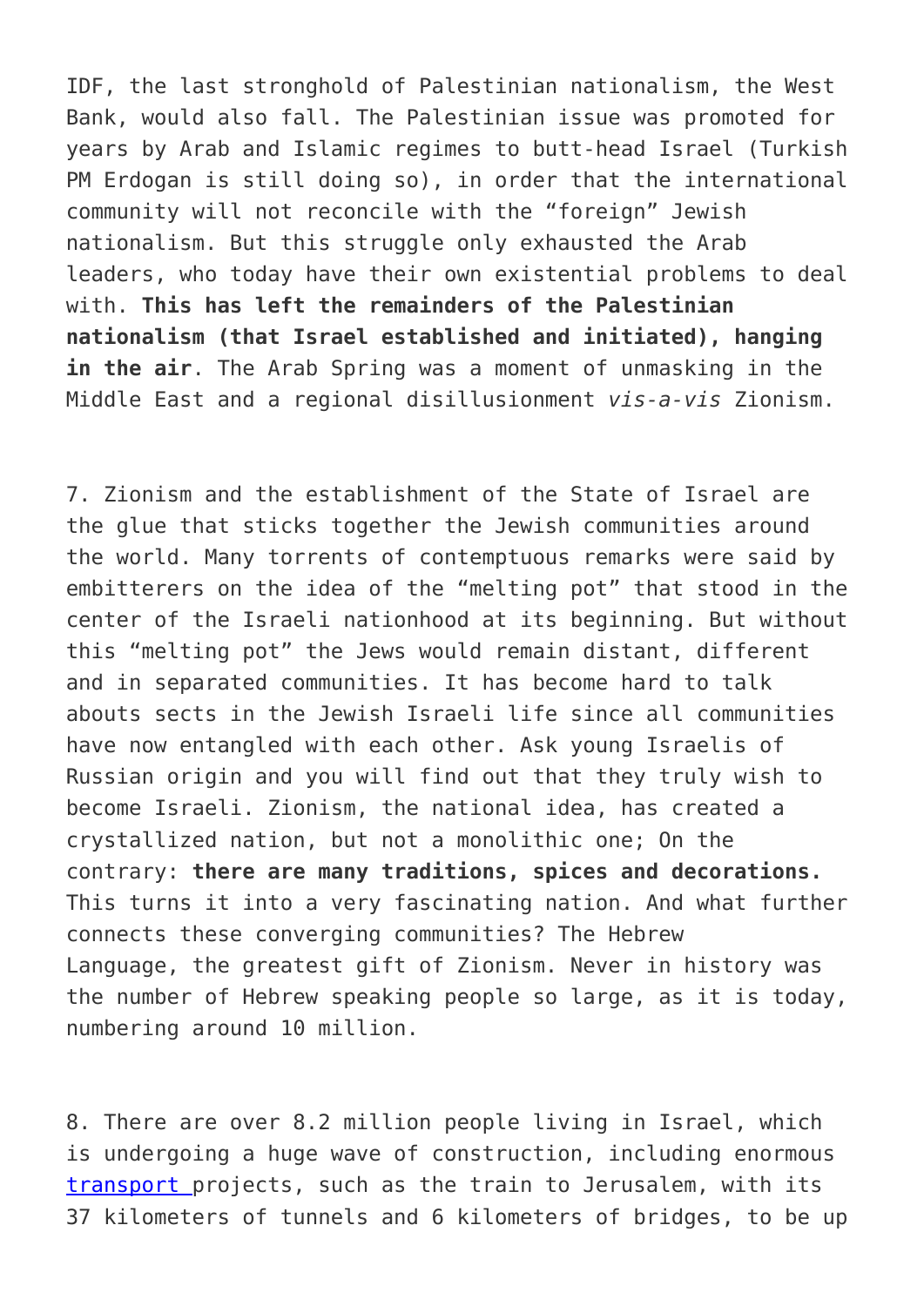IDF, the last stronghold of Palestinian nationalism, the West Bank, would also fall. The Palestinian issue was promoted for years by Arab and Islamic regimes to butt-head Israel (Turkish PM Erdogan is still doing so), in order that the international community will not reconcile with the “foreign” Jewish nationalism. But this struggle only exhausted the Arab leaders, who today have their own existential problems to deal with. **This has left the remainders of the Palestinian nationalism (that Israel established and initiated), hanging in the air**. The Arab Spring was a moment of unmasking in the Middle East and a regional disillusionment *vis-a-vis* Zionism.

7. Zionism and the establishment of the State of Israel are the glue that sticks together the Jewish communities around the world. Many torrents of contemptuous remarks were said by embitterers on the idea of the “melting pot” that stood in the center of the Israeli nationhood at its beginning. But without this “melting pot” the Jews would remain distant, different and in separated communities. It has become hard to talk abouts sects in the Jewish Israeli life since all communities have now entangled with each other. Ask young Israelis of Russian origin and you will find out that they truly wish to become Israeli. Zionism, the national idea, has created a crystallized nation, but not a monolithic one; On the contrary: **there are many traditions, spices and decorations.** This turns it into a very fascinating nation. And what further connects these converging communities? The Hebrew Language, the greatest gift of Zionism. Never in history was the number of Hebrew speaking people so large, as it is today, numbering around 10 million.

8. There are over 8.2 million people living in Israel, which is undergoing a huge wave of construction, including enormous transport projects, such as the train to Jerusalem, with its 37 kilometers of tunnels and 6 kilometers of bridges, to be up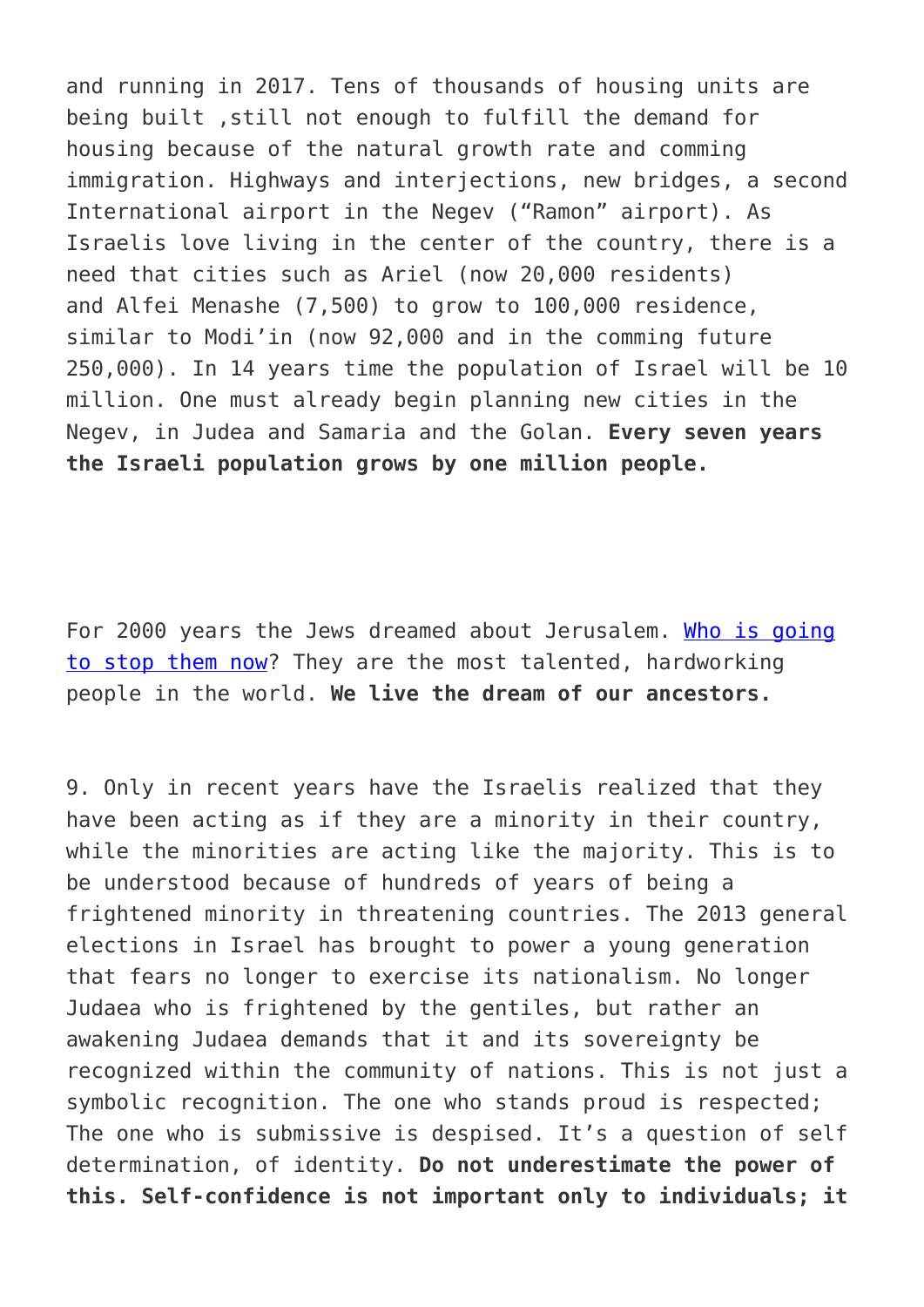and running in 2017. Tens of thousands of housing units are being built ,still not enough to fulfill the demand for housing because of the natural growth rate and comming immigration. Highways and interjections, new bridges, a second International airport in the Negev ("Ramon" airport). As Israelis love living in the center of the country, there is a need that cities such as Ariel (now 20,000 residents) and Alfei Menashe (7,500) to grow to 100,000 residence, similar to Modi'in (now 92,000 and in the comming future 250,000). In 14 years time the population of Israel will be 10 million. One must already begin planning new cities in the Negev, in Judea and Samaria and the Golan. **Every seven years the Israeli population grows by one million people.**

For 2000 years the Jews dreamed about Jerusalem. Who is going to stop them now? They are the most talented, hardworking people in the world. **We live the dream of our ancestors.**

9. Only in recent years have the Israelis realized that they have been acting as if they are a minority in their country, while the minorities are acting like the majority. This is to be understood because of hundreds of years of being a frightened minority in threatening countries. The 2013 general elections in Israel has brought to power a young generation that fears no longer to exercise its nationalism. No longer Judaea who is frightened by the gentiles, but rather an awakening Judaea demands that it and its sovereignty be recognized within the community of nations. This is not just a symbolic recognition. The one who stands proud is respected; The one who is submissive is despised. It's a question of self determination, of identity. **Do not underestimate the power of this. Self-confidence is not important only to individuals; it**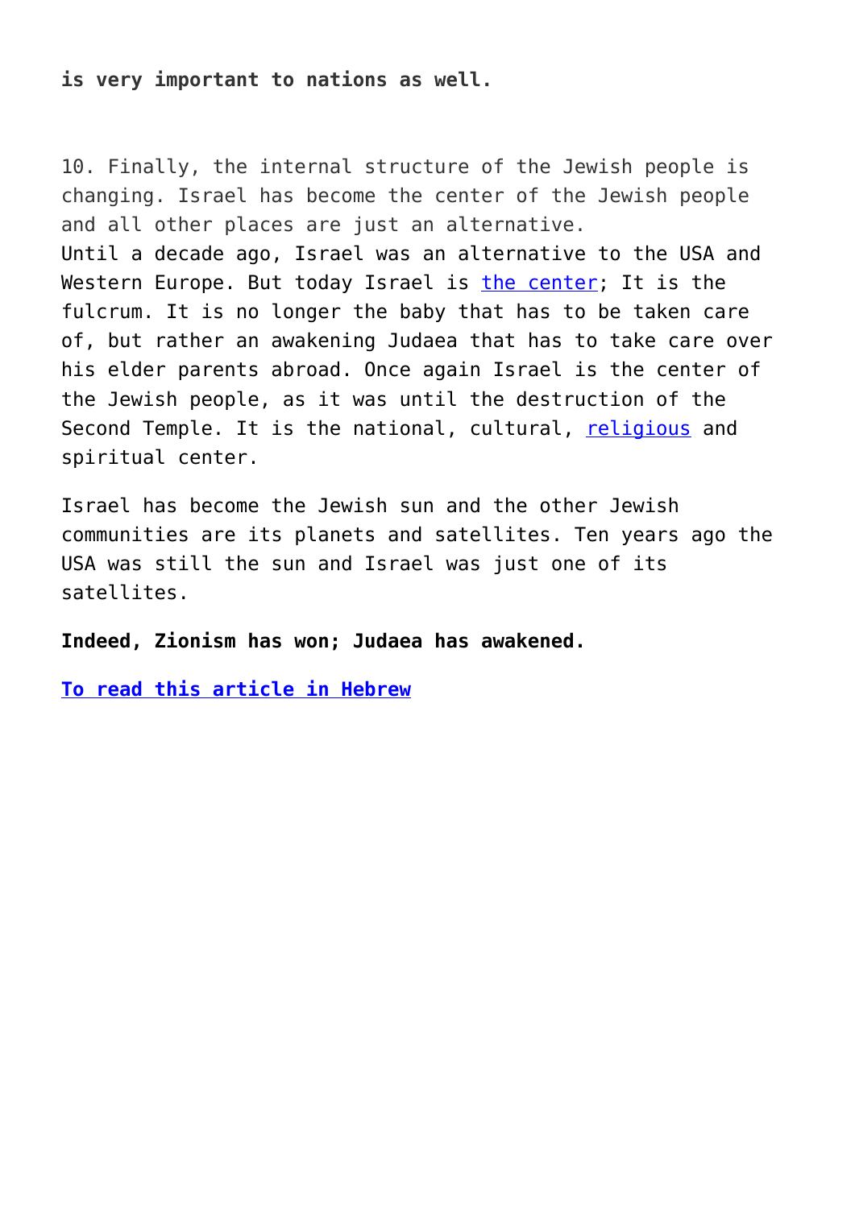**is very important to nations as well.**

10. Finally, the internal structure of the Jewish people is changing. Israel has become the center of the Jewish people and all other places are just an alternative.
Until a decade ago, Israel was an alternative to the USA and Western Europe. But today Israel is the center; It is the fulcrum. It is no longer the baby that has to be taken care of, but rather an awakening Judaea that has to take care over his elder parents abroad. Once again Israel is the center of the Jewish people, as it was until the destruction of the Second Temple. It is the national, cultural, religious and spiritual center.

Israel has become the Jewish sun and the other Jewish communities are its planets and satellites. Ten years ago the USA was still the sun and Israel was just one of its satellites.

**Indeed, Zionism has won; Judaea has awakened.**

**To read this article in Hebrew**